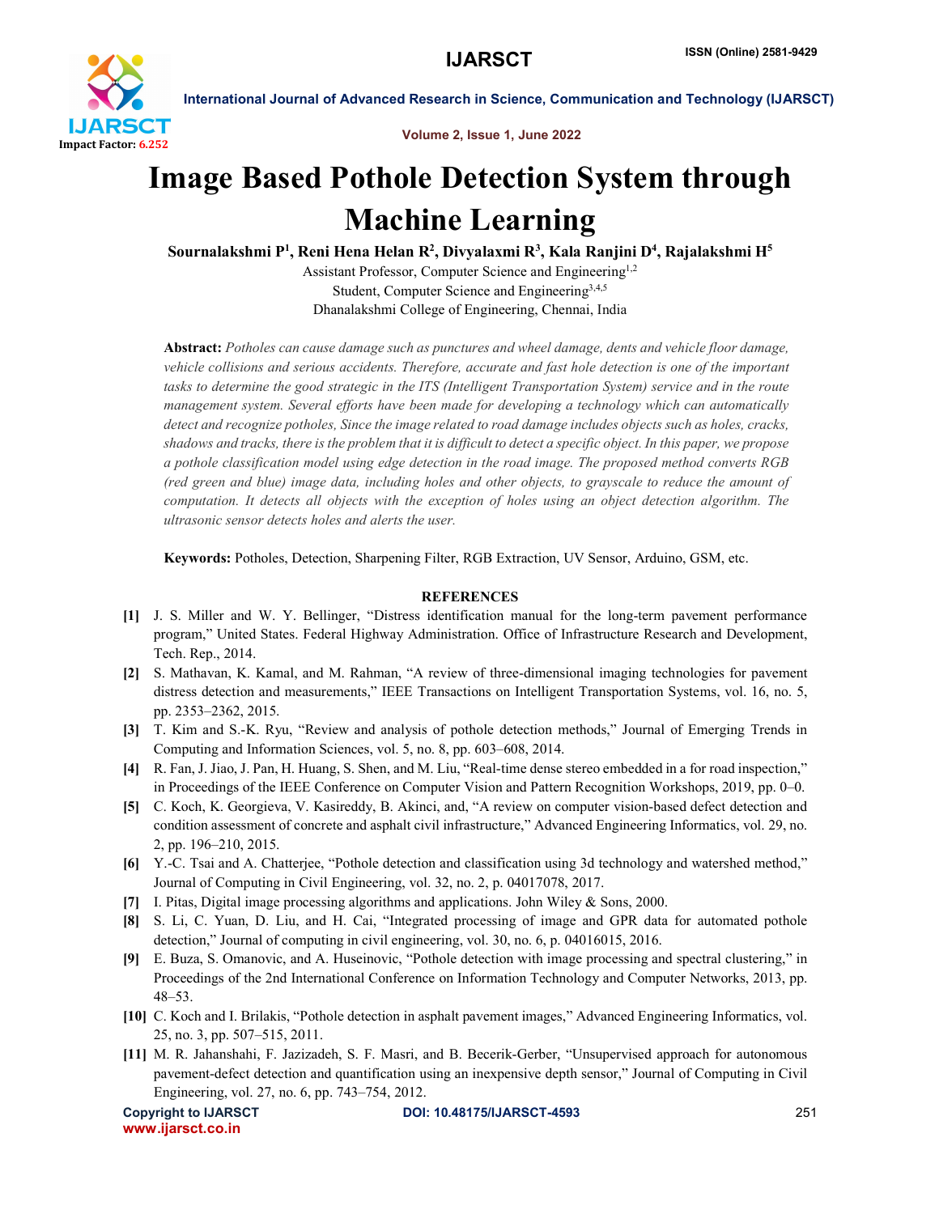# Image Based Pothole Detection System through Machine Learning

**Sournalakshmi P[1], Reni Hena Helan R[2], Divyalaxmi R[3], Kala Ranjini D[4], Rajalakshmi H[5]**

Assistant Professor, Computer Science and Engineering[1,2]

Student, Computer Science and Engineering[3,4,5]

Dhanalakshmi College of Engineering, Chennai, India

**Abstract:** *Potholes can cause damage such as punctures and wheel damage, dents and vehicle floor damage, vehicle collisions and serious accidents. Therefore, accurate and fast hole detection is one of the important tasks to determine the good strategic in the ITS (Intelligent Transportation System) service and in the route management system. Several efforts have been made for developing a technology which can automatically detect and recognize potholes, Since the image related to road damage includes objects such as holes, cracks, shadows and tracks, there is the problem that it is difficult to detect a specific object. In this paper, we propose a pothole classification model using edge detection in the road image. The proposed method converts RGB (red green and blue) image data, including holes and other objects, to grayscale to reduce the amount of computation. It detects all objects with the exception of holes using an object detection algorithm. The ultrasonic sensor detects holes and alerts the user.*

**Keywords:** Potholes, Detection, Sharpening Filter, RGB Extraction, UV Sensor, Arduino, GSM, etc.

## REFERENCES

- **[1]** J. S. Miller and W. Y. Bellinger, "Distress identification manual for the long-term pavement performance program," United States. Federal Highway Administration. Office of Infrastructure Research and Development, Tech. Rep., 2014.
- **[2]** S. Mathavan, K. Kamal, and M. Rahman, "A review of three-dimensional imaging technologies for pavement distress detection and measurements," IEEE Transactions on Intelligent Transportation Systems, vol. 16, no. 5, pp. 2353–2362, 2015.
- **[3]** T. Kim and S.-K. Ryu, "Review and analysis of pothole detection methods," Journal of Emerging Trends in Computing and Information Sciences, vol. 5, no. 8, pp. 603–608, 2014.
- **[4]** R. Fan, J. Jiao, J. Pan, H. Huang, S. Shen, and M. Liu, "Real-time dense stereo embedded in a for road inspection," in Proceedings of the IEEE Conference on Computer Vision and Pattern Recognition Workshops, 2019, pp. 0–0.
- **[5]** C. Koch, K. Georgieva, V. Kasireddy, B. Akinci, and, "A review on computer vision-based defect detection and condition assessment of concrete and asphalt civil infrastructure," Advanced Engineering Informatics, vol. 29, no. 2, pp. 196–210, 2015.
- **[6]** Y.-C. Tsai and A. Chatterjee, "Pothole detection and classification using 3d technology and watershed method," Journal of Computing in Civil Engineering, vol. 32, no. 2, p. 04017078, 2017.
- **[7]** I. Pitas, Digital image processing algorithms and applications. John Wiley & Sons, 2000.
- **[8]** S. Li, C. Yuan, D. Liu, and H. Cai, "Integrated processing of image and GPR data for automated pothole detection," Journal of computing in civil engineering, vol. 30, no. 6, p. 04016015, 2016.
- **[9]** E. Buza, S. Omanovic, and A. Huseinovic, "Pothole detection with image processing and spectral clustering," in Proceedings of the 2nd International Conference on Information Technology and Computer Networks, 2013, pp. 48–53.
- **[10]** C. Koch and I. Brilakis, "Pothole detection in asphalt pavement images," Advanced Engineering Informatics, vol. 25, no. 3, pp. 507–515, 2011.
- **[11]** M. R. Jahanshahi, F. Jazizadeh, S. F. Masri, and B. Becerik-Gerber, "Unsupervised approach for autonomous pavement-defect detection and quantification using an inexpensive depth sensor," Journal of Computing in Civil Engineering, vol. 27, no. 6, pp. 743–754, 2012.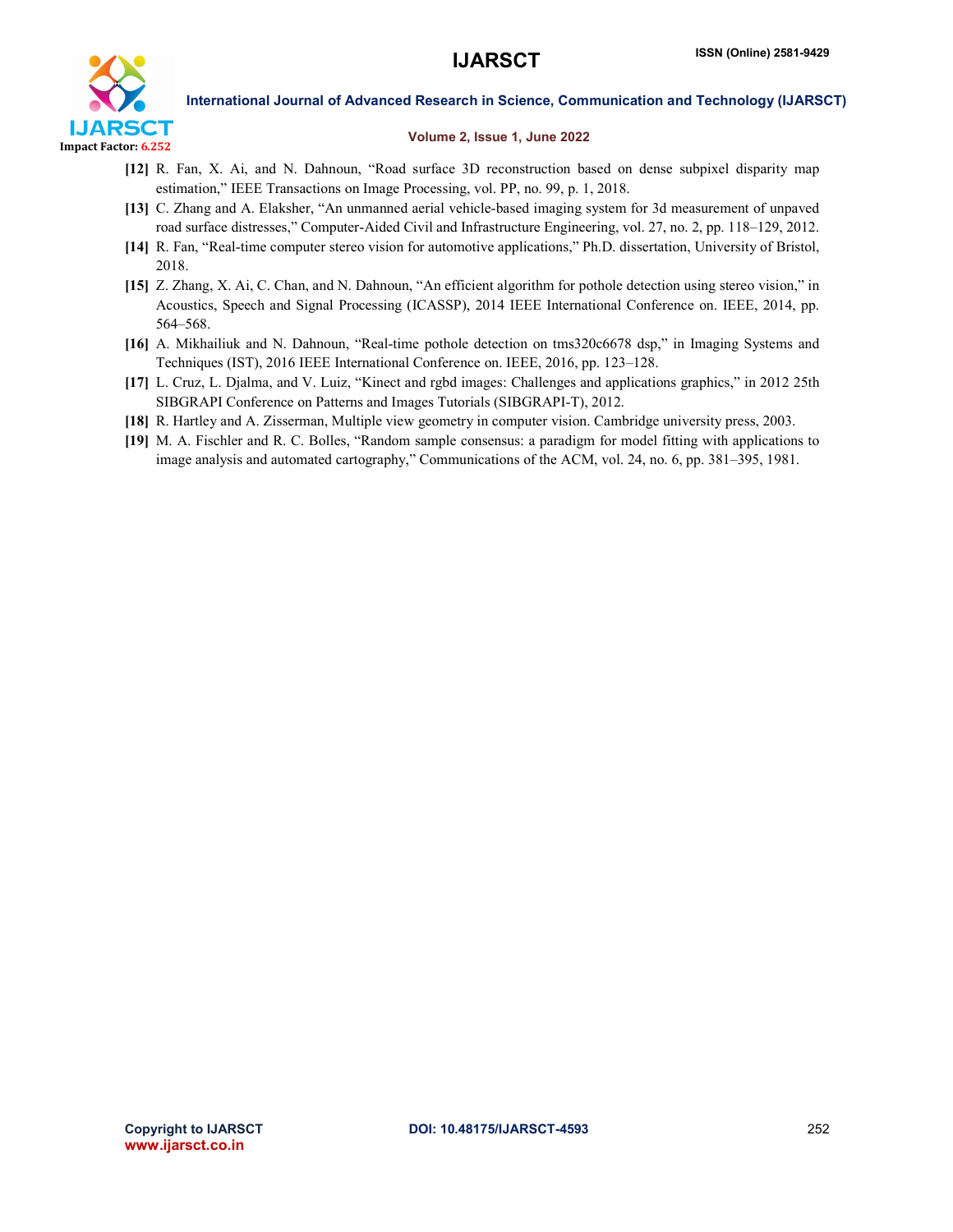**[12]** R. Fan, X. Ai, and N. Dahnoun, "Road surface 3D reconstruction based on dense subpixel disparity map estimation," IEEE Transactions on Image Processing, vol. PP, no. 99, p. 1, 2018.

**[13]** C. Zhang and A. Elaksher, "An unmanned aerial vehicle-based imaging system for 3d measurement of unpaved road surface distresses," Computer-Aided Civil and Infrastructure Engineering, vol. 27, no. 2, pp. 118–129, 2012.

**[14]** R. Fan, "Real-time computer stereo vision for automotive applications," Ph.D. dissertation, University of Bristol, 2018.

**[15]** Z. Zhang, X. Ai, C. Chan, and N. Dahnoun, "An efficient algorithm for pothole detection using stereo vision," in Acoustics, Speech and Signal Processing (ICASSP), 2014 IEEE International Conference on. IEEE, 2014, pp. 564–568.

**[16]** A. Mikhailiuk and N. Dahnoun, "Real-time pothole detection on tms320c6678 dsp," in Imaging Systems and Techniques (IST), 2016 IEEE International Conference on. IEEE, 2016, pp. 123–128.

**[17]** L. Cruz, L. Djalma, and V. Luiz, "Kinect and rgbd images: Challenges and applications graphics," in 2012 25th SIBGRAPI Conference on Patterns and Images Tutorials (SIBGRAPI-T), 2012.

**[18]** R. Hartley and A. Zisserman, Multiple view geometry in computer vision. Cambridge university press, 2003.

**[19]** M. A. Fischler and R. C. Bolles, "Random sample consensus: a paradigm for model fitting with applications to image analysis and automated cartography," Communications of the ACM, vol. 24, no. 6, pp. 381–395, 1981.